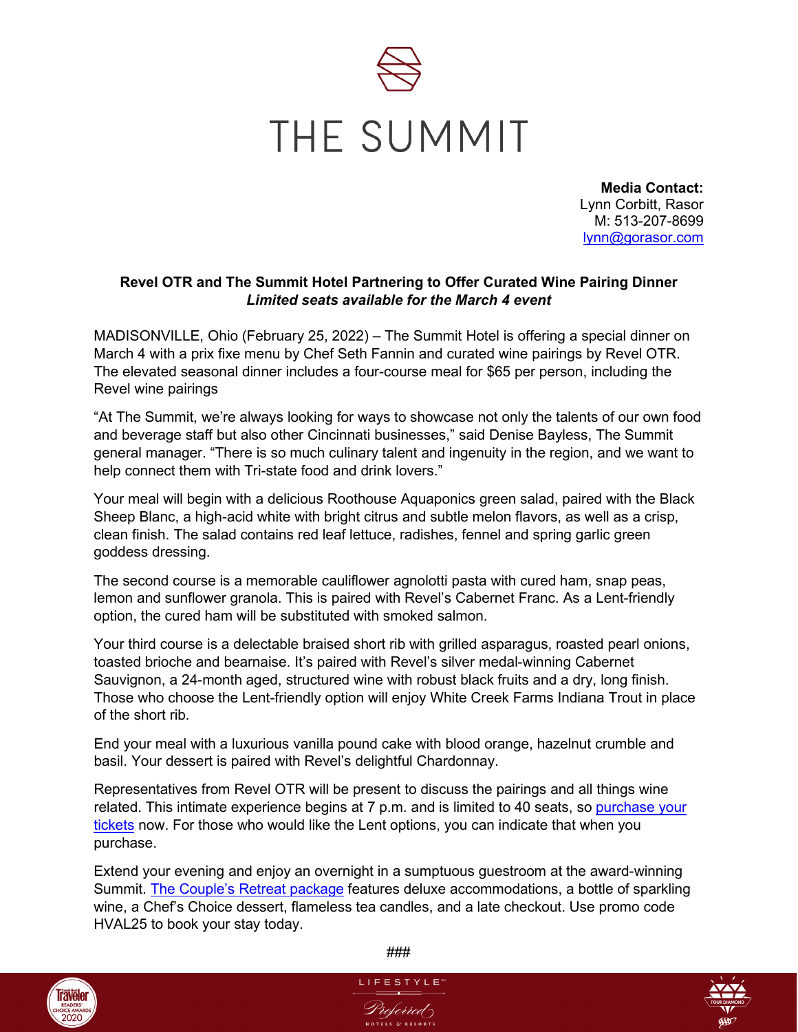# THE SUMMIT

**Media Contact:**
Lynn Corbitt, Rasor
M: 513-207-8699
[lynn@gorasor.com](mailto:lynn@gorasor.com)

**Revel OTR and The Summit Hotel Partnering to Offer Curated Wine Pairing Dinner**
***Limited seats available for the March 4 event***

MADISONVILLE, Ohio (February 25, 2022) – The Summit Hotel is offering a special dinner on March 4 with a prix fixe menu by Chef Seth Fannin and curated wine pairings by Revel OTR. The elevated seasonal dinner includes a four-course meal for $65 per person, including the Revel wine pairings

"At The Summit, we're always looking for ways to showcase not only the talents of our own food and beverage staff but also other Cincinnati businesses," said Denise Bayless, The Summit general manager. "There is so much culinary talent and ingenuity in the region, and we want to help connect them with Tri-state food and drink lovers."

Your meal will begin with a delicious Roothouse Aquaponics green salad, paired with the Black Sheep Blanc, a high-acid white with bright citrus and subtle melon flavors, as well as a crisp, clean finish. The salad contains red leaf lettuce, radishes, fennel and spring garlic green goddess dressing.

The second course is a memorable cauliflower agnolotti pasta with cured ham, snap peas, lemon and sunflower granola. This is paired with Revel's Cabernet Franc. As a Lent-friendly option, the cured ham will be substituted with smoked salmon.

Your third course is a delectable braised short rib with grilled asparagus, roasted pearl onions, toasted brioche and bearnaise. It's paired with Revel's silver medal-winning Cabernet Sauvignon, a 24-month aged, structured wine with robust black fruits and a dry, long finish. Those who choose the Lent-friendly option will enjoy White Creek Farms Indiana Trout in place of the short rib.

End your meal with a luxurious vanilla pound cake with blood orange, hazelnut crumble and basil. Your dessert is paired with Revel's delightful Chardonnay.

Representatives from Revel OTR will be present to discuss the pairings and all things wine related. This intimate experience begins at 7 p.m. and is limited to 40 seats, so purchase your tickets now. For those who would like the Lent options, you can indicate that when you purchase.

Extend your evening and enjoy an overnight in a sumptuous guestroom at the award-winning Summit. The Couple's Retreat package features deluxe accommodations, a bottle of sparkling wine, a Chef's Choice dessert, flameless tea candles, and a late checkout. Use promo code HVAL25 to book your stay today.

###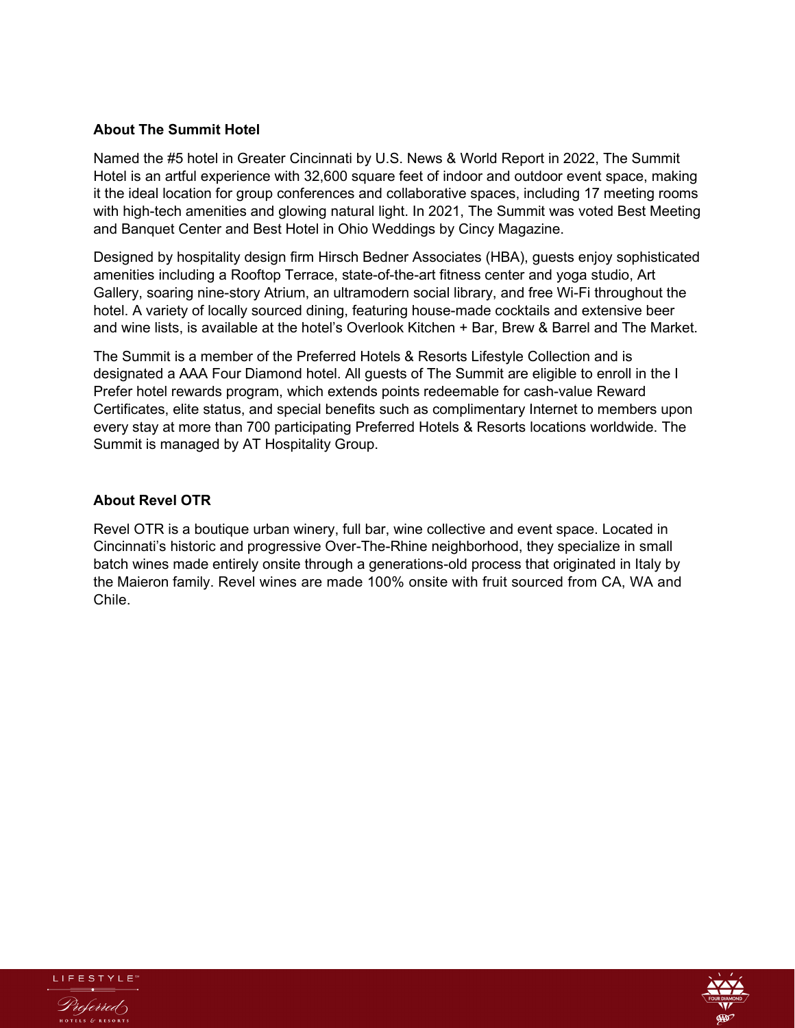**About The Summit Hotel**

Named the #5 hotel in Greater Cincinnati by U.S. News & World Report in 2022, The Summit Hotel is an artful experience with 32,600 square feet of indoor and outdoor event space, making it the ideal location for group conferences and collaborative spaces, including 17 meeting rooms with high-tech amenities and glowing natural light. In 2021, The Summit was voted Best Meeting and Banquet Center and Best Hotel in Ohio Weddings by Cincy Magazine.

Designed by hospitality design firm Hirsch Bedner Associates (HBA), guests enjoy sophisticated amenities including a Rooftop Terrace, state-of-the-art fitness center and yoga studio, Art Gallery, soaring nine-story Atrium, an ultramodern social library, and free Wi-Fi throughout the hotel. A variety of locally sourced dining, featuring house-made cocktails and extensive beer and wine lists, is available at the hotel's Overlook Kitchen + Bar, Brew & Barrel and The Market.

The Summit is a member of the Preferred Hotels & Resorts Lifestyle Collection and is designated a AAA Four Diamond hotel. All guests of The Summit are eligible to enroll in the I Prefer hotel rewards program, which extends points redeemable for cash-value Reward Certificates, elite status, and special benefits such as complimentary Internet to members upon every stay at more than 700 participating Preferred Hotels & Resorts locations worldwide. The Summit is managed by AT Hospitality Group.

**About Revel OTR**

Revel OTR is a boutique urban winery, full bar, wine collective and event space. Located in Cincinnati's historic and progressive Over-The-Rhine neighborhood, they specialize in small batch wines made entirely onsite through a generations-old process that originated in Italy by the Maieron family. Revel wines are made 100% onsite with fruit sourced from CA, WA and Chile.